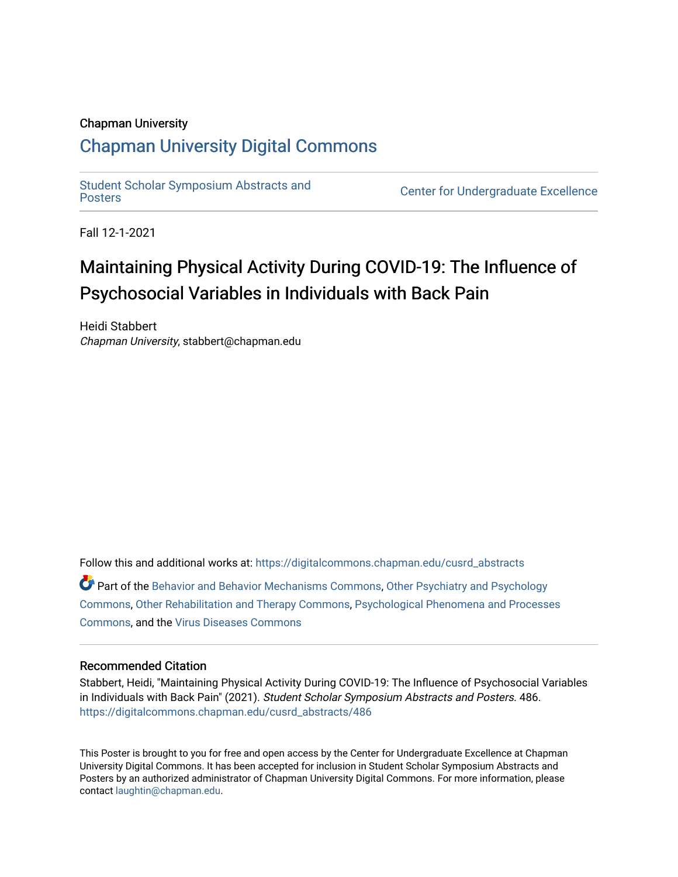Chapman University

## Chapman University Digital Commons

Student Scholar Symposium Abstracts and Posters

Center for Undergraduate Excellence

Fall 12-1-2021

# Maintaining Physical Activity During COVID-19: The Influence of Psychosocial Variables in Individuals with Back Pain

Heidi Stabbert
*Chapman University*, stabbert@chapman.edu

Follow this and additional works at: https://digitalcommons.chapman.edu/cusrd_abstracts

Part of the Behavior and Behavior Mechanisms Commons, Other Psychiatry and Psychology Commons, Other Rehabilitation and Therapy Commons, Psychological Phenomena and Processes Commons, and the Virus Diseases Commons

### Recommended Citation

Stabbert, Heidi, "Maintaining Physical Activity During COVID-19: The Influence of Psychosocial Variables in Individuals with Back Pain" (2021). *Student Scholar Symposium Abstracts and Posters*. 486.
https://digitalcommons.chapman.edu/cusrd_abstracts/486

This Poster is brought to you for free and open access by the Center for Undergraduate Excellence at Chapman University Digital Commons. It has been accepted for inclusion in Student Scholar Symposium Abstracts and Posters by an authorized administrator of Chapman University Digital Commons. For more information, please contact laughtin@chapman.edu.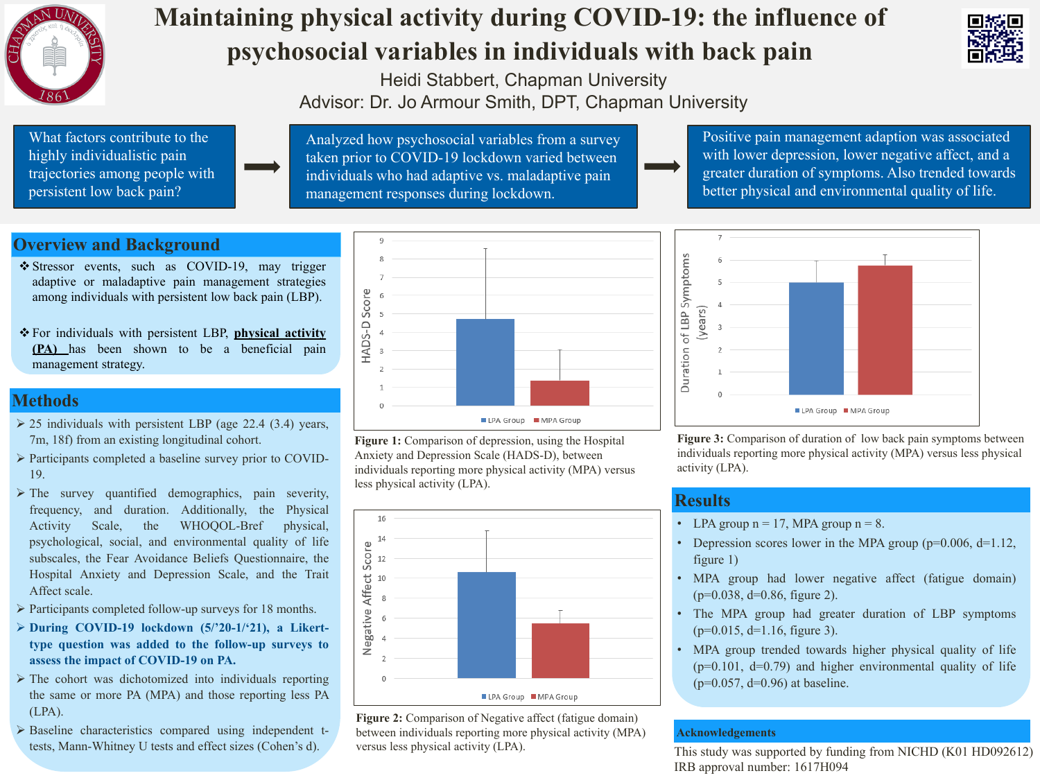# Maintaining physical activity during COVID-19: the influence of psychosocial variables in individuals with back pain

Heidi Stabbert, Chapman University

Advisor: Dr. Jo Armour Smith, DPT, Chapman University

What factors contribute to the highly individualistic pain trajectories among people with persistent low back pain?

Analyzed how psychosocial variables from a survey taken prior to COVID-19 lockdown varied between individuals who had adaptive vs. maladaptive pain management responses during lockdown.

Positive pain management adaption was associated with lower depression, lower negative affect, and a greater duration of symptoms. Also trended towards better physical and environmental quality of life.

## Overview and Background

- Stressor events, such as COVID-19, may trigger adaptive or maladaptive pain management strategies among individuals with persistent low back pain (LBP).
- For individuals with persistent LBP, **physical activity (PA)** has been shown to be a beneficial pain management strategy.

## Methods

- 25 individuals with persistent LBP (age 22.4 (3.4) years, 7m, 18f) from an existing longitudinal cohort.
- Participants completed a baseline survey prior to COVID-19.
- The survey quantified demographics, pain severity, frequency, and duration. Additionally, the Physical Activity Scale, the WHOQOL-Bref physical, psychological, social, and environmental quality of life subscales, the Fear Avoidance Beliefs Questionnaire, the Hospital Anxiety and Depression Scale, and the Trait Affect scale.
- Participants completed follow-up surveys for 18 months.
- **During COVID-19 lockdown (5/'20-1/'21), a Likert-type question was added to the follow-up surveys to assess the impact of COVID-19 on PA.**
- The cohort was dichotomized into individuals reporting the same or more PA (MPA) and those reporting less PA (LPA).
- Baseline characteristics compared using independent t-tests, Mann-Whitney U tests and effect sizes (Cohen's d).

HADS-D Score

0 1 2 3 4 5 6 7 8 9

LPA Group MPA Group

**Figure 1:** Comparison of depression, using the Hospital Anxiety and Depression Scale (HADS-D), between individuals reporting more physical activity (MPA) versus less physical activity (LPA).

Negative Affect Score

0 2 4 6 8 10 12 14 16

LPA Group MPA Group

**Figure 2:** Comparison of Negative affect (fatigue domain) between individuals reporting more physical activity (MPA) versus less physical activity (LPA).

Duration of LBP Symptoms (years)

0 1 2 3 4 5 6 7

LPA Group MPA Group

**Figure 3:** Comparison of duration of low back pain symptoms between individuals reporting more physical activity (MPA) versus less physical activity (LPA).

## Results

- LPA group n = 17, MPA group n = 8.
- Depression scores lower in the MPA group ($p=0.006$, $d=1.12$, figure 1)
- MPA group had lower negative affect (fatigue domain) ($p=0.038$, $d=0.86$, figure 2).
- The MPA group had greater duration of LBP symptoms ($p=0.015$, $d=1.16$, figure 3).
- MPA group trended towards higher physical quality of life ($p=0.101$, $d=0.79$) and higher environmental quality of life ($p=0.057$, $d=0.96$) at baseline.

### Acknowledgements

This study was supported by funding from NICHD (K01 HD092612)

IRB approval number: 1617H094